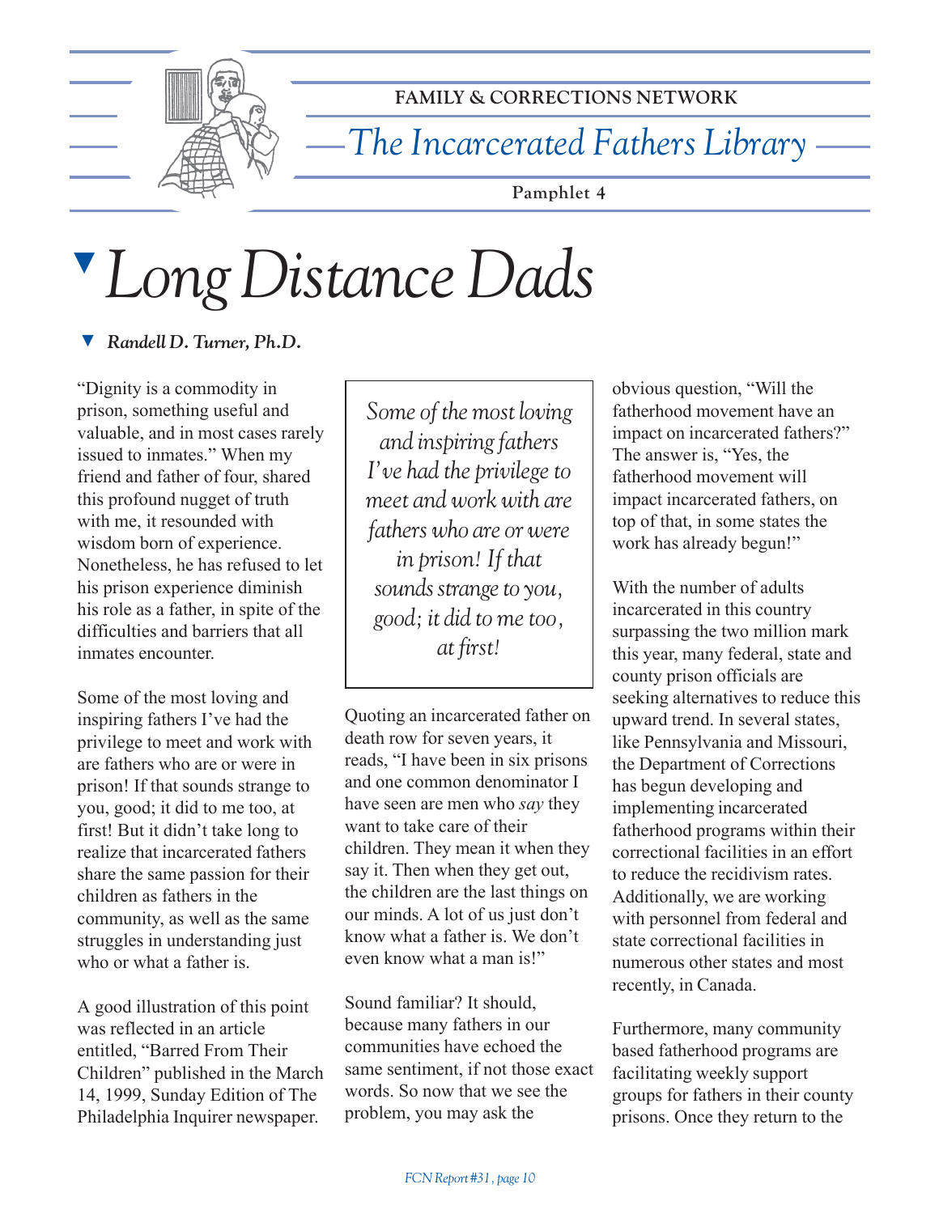FAMILY & CORRECTIONS NETWORK

*The Incarcerated Fathers Library*

Pamphlet 4

# *Long Distance Dads*

***Randell D. Turner, Ph.D.***

"Dignity is a commodity in prison, something useful and valuable, and in most cases rarely issued to inmates." When my friend and father of four, shared this profound nugget of truth with me, it resounded with wisdom born of experience. Nonetheless, he has refused to let his prison experience diminish his role as a father, in spite of the difficulties and barriers that all inmates encounter.

Some of the most loving and inspiring fathers I've had the privilege to meet and work with are fathers who are or were in prison! If that sounds strange to you, good; it did to me too, at first! But it didn't take long to realize that incarcerated fathers share the same passion for their children as fathers in the community, as well as the same struggles in understanding just who or what a father is.

A good illustration of this point was reflected in an article entitled, "Barred From Their Children" published in the March 14, 1999, Sunday Edition of The Philadelphia Inquirer newspaper.

> *Some of the most loving and inspiring fathers I've had the privilege to meet and work with are fathers who are or were in prison! If that sounds strange to you, good; it did to me too, at first!*

Quoting an incarcerated father on death row for seven years, it reads, "I have been in six prisons and one common denominator I have seen are men who *say* they want to take care of their children. They mean it when they say it. Then when they get out, the children are the last things on our minds. A lot of us just don't know what a father is. We don't even know what a man is!"

Sound familiar? It should, because many fathers in our communities have echoed the same sentiment, if not those exact words. So now that we see the problem, you may ask the obvious question, "Will the fatherhood movement have an impact on incarcerated fathers?" The answer is, "Yes, the fatherhood movement will impact incarcerated fathers, on top of that, in some states the work has already begun!"

With the number of adults incarcerated in this country surpassing the two million mark this year, many federal, state and county prison officials are seeking alternatives to reduce this upward trend. In several states, like Pennsylvania and Missouri, the Department of Corrections has begun developing and implementing incarcerated fatherhood programs within their correctional facilities in an effort to reduce the recidivism rates. Additionally, we are working with personnel from federal and state correctional facilities in numerous other states and most recently, in Canada.

Furthermore, many community based fatherhood programs are facilitating weekly support groups for fathers in their county prisons. Once they return to the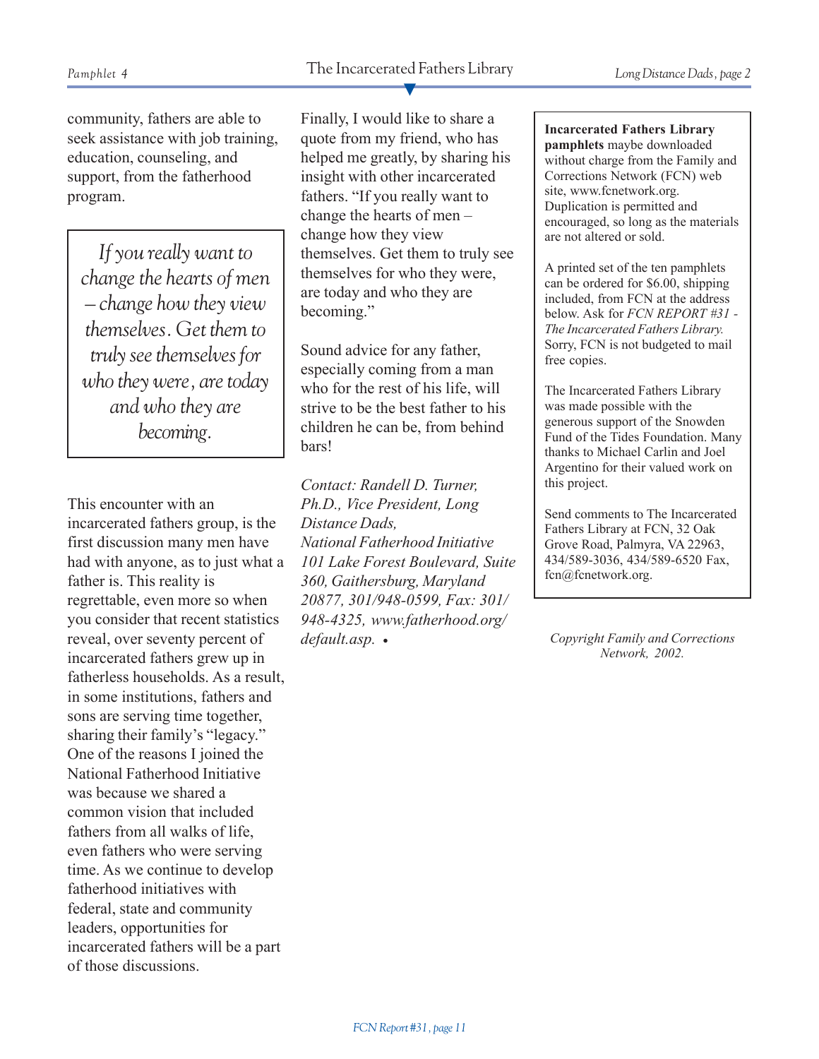community, fathers are able to seek assistance with job training, education, counseling, and support, from the fatherhood program.

> *If you really want to change the hearts of men – change how they view themselves. Get them to truly see themselves for who they were, are today and who they are becoming.*

This encounter with an incarcerated fathers group, is the first discussion many men have had with anyone, as to just what a father is. This reality is regrettable, even more so when you consider that recent statistics reveal, over seventy percent of incarcerated fathers grew up in fatherless households. As a result, in some institutions, fathers and sons are serving time together, sharing their family's "legacy." One of the reasons I joined the National Fatherhood Initiative was because we shared a common vision that included fathers from all walks of life, even fathers who were serving time. As we continue to develop fatherhood initiatives with federal, state and community leaders, opportunities for incarcerated fathers will be a part of those discussions.

Finally, I would like to share a quote from my friend, who has helped me greatly, by sharing his insight with other incarcerated fathers. "If you really want to change the hearts of men – change how they view themselves. Get them to truly see themselves for who they were, are today and who they are becoming."

Sound advice for any father, especially coming from a man who for the rest of his life, will strive to be the best father to his children he can be, from behind bars!

*Contact: Randell D. Turner, Ph.D., Vice President, Long Distance Dads, National Fatherhood Initiative 101 Lake Forest Boulevard, Suite 360, Gaithersburg, Maryland 20877, 301/948-0599, Fax: 301/948-4325, www.fatherhood.org/default.asp.* •

---

**Incarcerated Fathers Library pamphlets** maybe downloaded without charge from the Family and Corrections Network (FCN) web site, www.fcnetwork.org. Duplication is permitted and encouraged, so long as the materials are not altered or sold.

A printed set of the ten pamphlets can be ordered for $6.00, shipping included, from FCN at the address below. Ask for *FCN REPORT #31 - The Incarcerated Fathers Library.* Sorry, FCN is not budgeted to mail free copies.

The Incarcerated Fathers Library was made possible with the generous support of the Snowden Fund of the Tides Foundation. Many thanks to Michael Carlin and Joel Argentino for their valued work on this project.

Send comments to The Incarcerated Fathers Library at FCN, 32 Oak Grove Road, Palmyra, VA 22963, 434/589-3036, 434/589-6520 Fax, fcn@fcnetwork.org.

---

*Copyright Family and Corrections Network, 2002.*